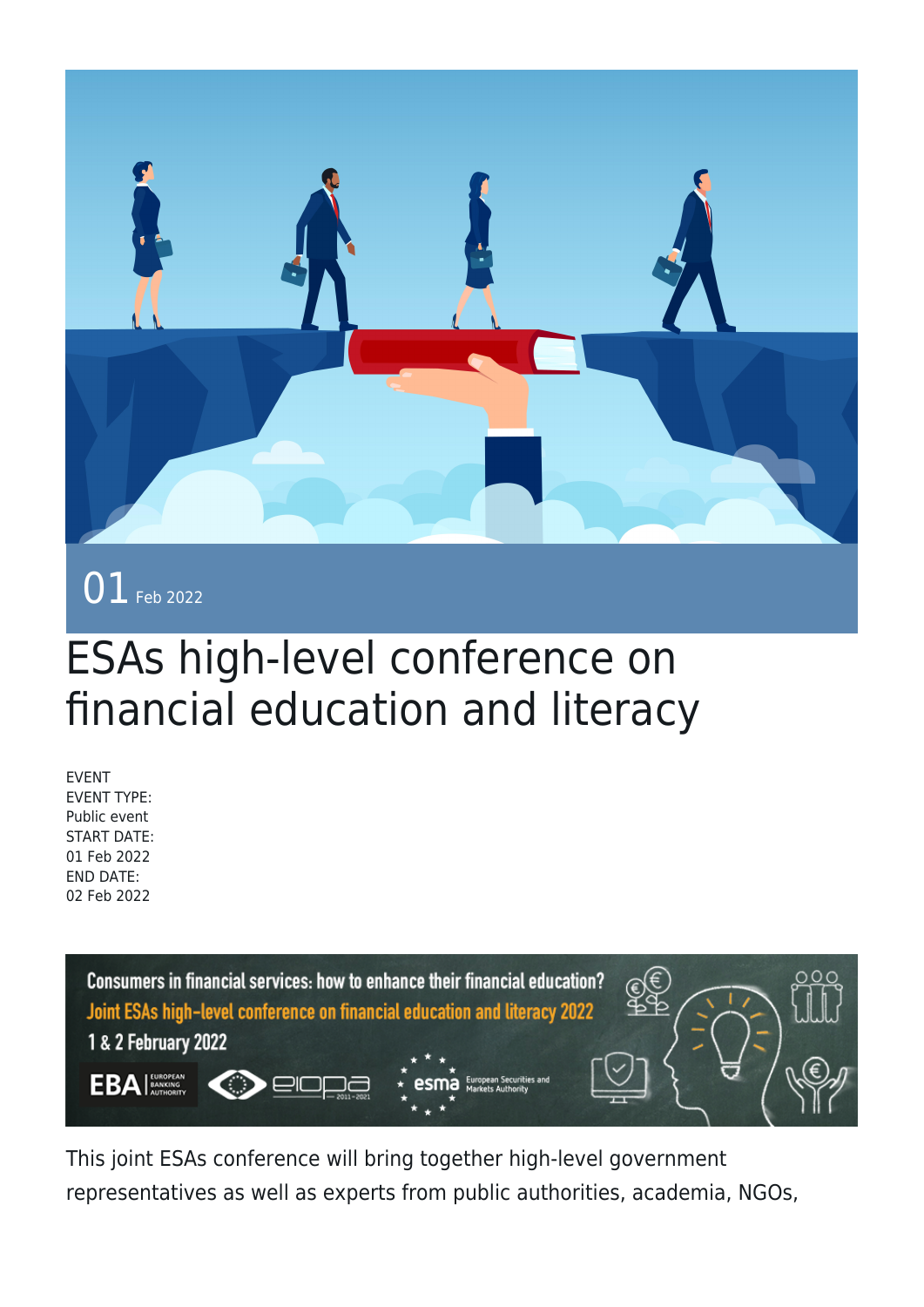01 Feb 2022

# ESAs high-level conference on financial education and literacy

EVENT
EVENT TYPE:
Public event
START DATE:
01 Feb 2022
END DATE:
02 Feb 2022

This joint ESAs conference will bring together high-level government representatives as well as experts from public authorities, academia, NGOs,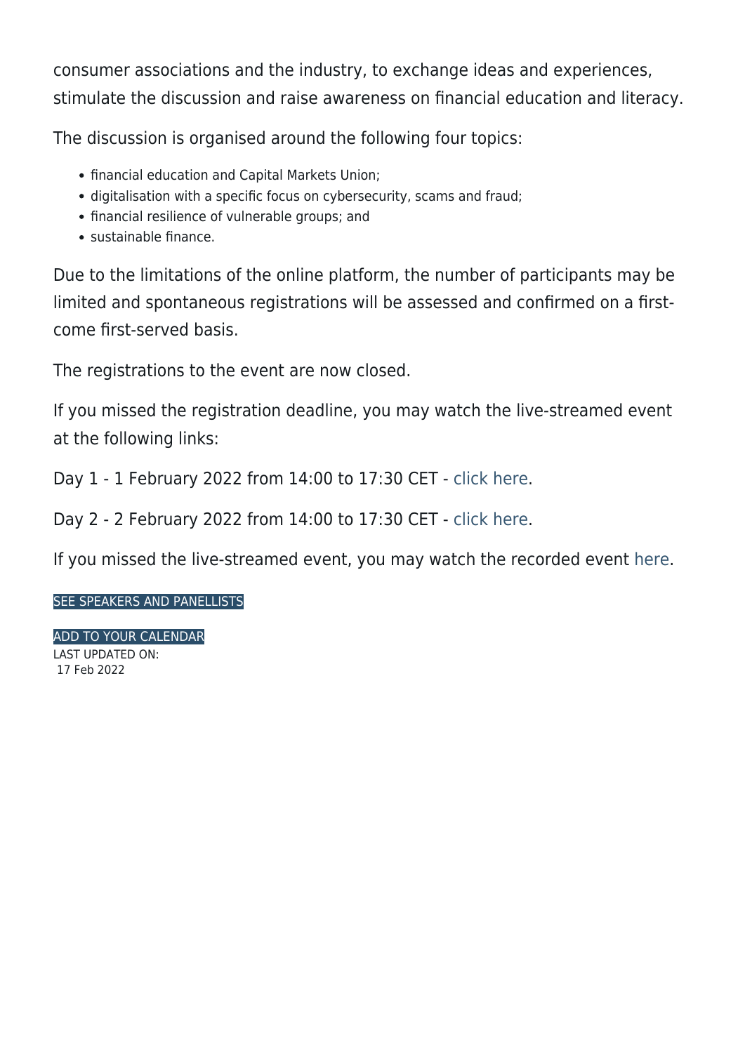consumer associations and the industry, to exchange ideas and experiences, stimulate the discussion and raise awareness on financial education and literacy.

The discussion is organised around the following four topics:

- financial education and Capital Markets Union;
- digitalisation with a specific focus on cybersecurity, scams and fraud;
- financial resilience of vulnerable groups; and
- sustainable finance.

Due to the limitations of the online platform, the number of participants may be limited and spontaneous registrations will be assessed and confirmed on a first-come first-served basis.

The registrations to the event are now closed.

If you missed the registration deadline, you may watch the live-streamed event at the following links:

Day 1 - 1 February 2022 from 14:00 to 17:30 CET - click here.

Day 2 - 2 February 2022 from 14:00 to 17:30 CET - click here.

If you missed the live-streamed event, you may watch the recorded event here.

SEE SPEAKERS AND PANELLISTS

ADD TO YOUR CALENDAR

LAST UPDATED ON:
17 Feb 2022